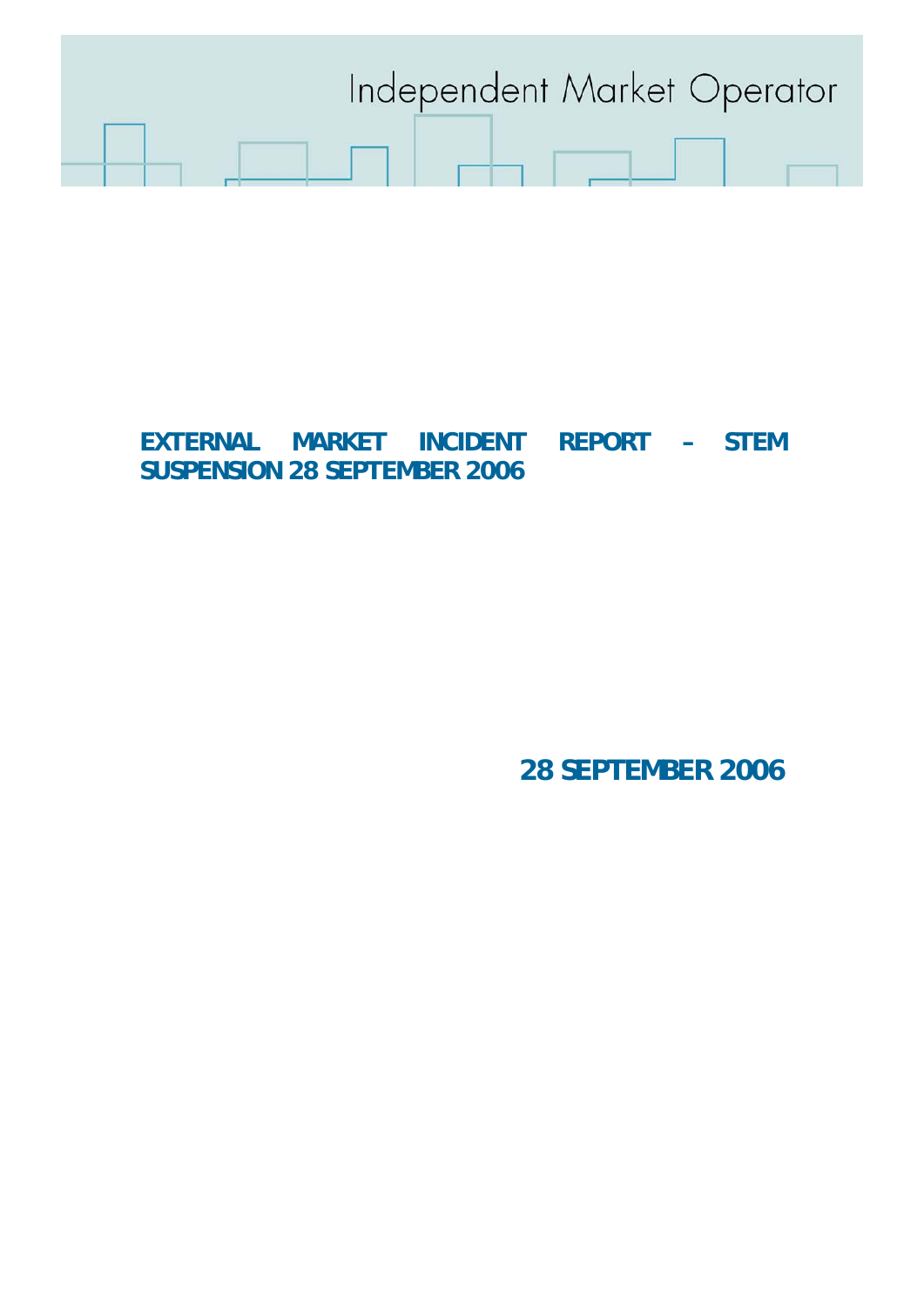Independent Market Operator

# EXTERNAL MARKET INCIDENT REPORT – STEM SUSPENSION 28 SEPTEMBER 2006

**28 SEPTEMBER 2006**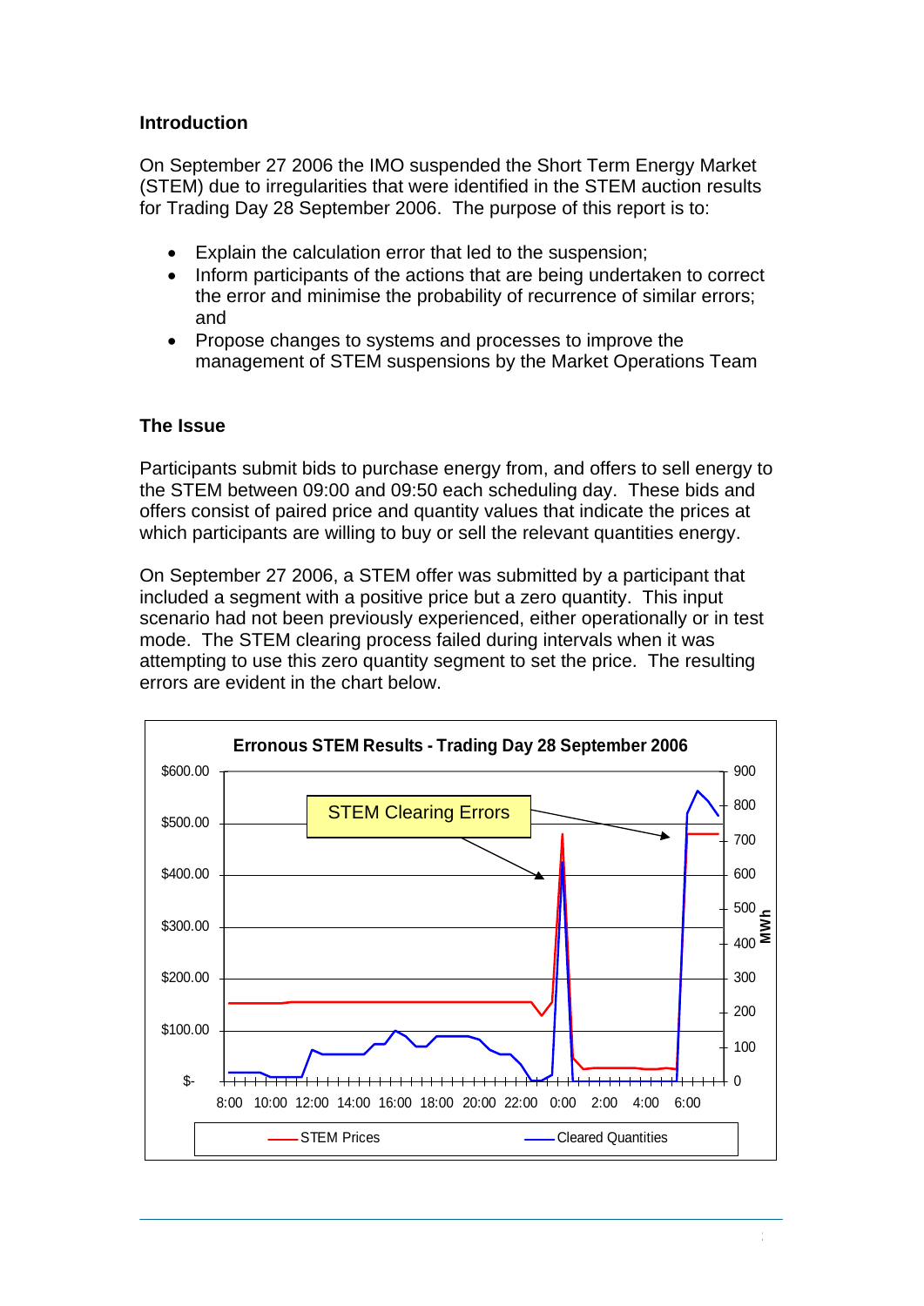## Introduction

On September 27 2006 the IMO suspended the Short Term Energy Market (STEM) due to irregularities that were identified in the STEM auction results for Trading Day 28 September 2006. The purpose of this report is to:

- Explain the calculation error that led to the suspension;
- Inform participants of the actions that are being undertaken to correct the error and minimise the probability of recurrence of similar errors; and
- Propose changes to systems and processes to improve the management of STEM suspensions by the Market Operations Team

## The Issue

Participants submit bids to purchase energy from, and offers to sell energy to the STEM between 09:00 and 09:50 each scheduling day. These bids and offers consist of paired price and quantity values that indicate the prices at which participants are willing to buy or sell the relevant quantities energy.

On September 27 2006, a STEM offer was submitted by a participant that included a segment with a positive price but a zero quantity. This input scenario had not been previously experienced, either operationally or in test mode. The STEM clearing process failed during intervals when it was attempting to use this zero quantity segment to set the price. The resulting errors are evident in the chart below.

**Erronous STEM Results - Trading Day 28 September 2006**

STEM Clearing Errors

Left axis: $- to $600.00 (STEM Prices); Right axis: 0 to 900 MWh (Cleared Quantities); Horizontal axis: 8:00 to 6:00

Legend: STEM Prices, Cleared Quantities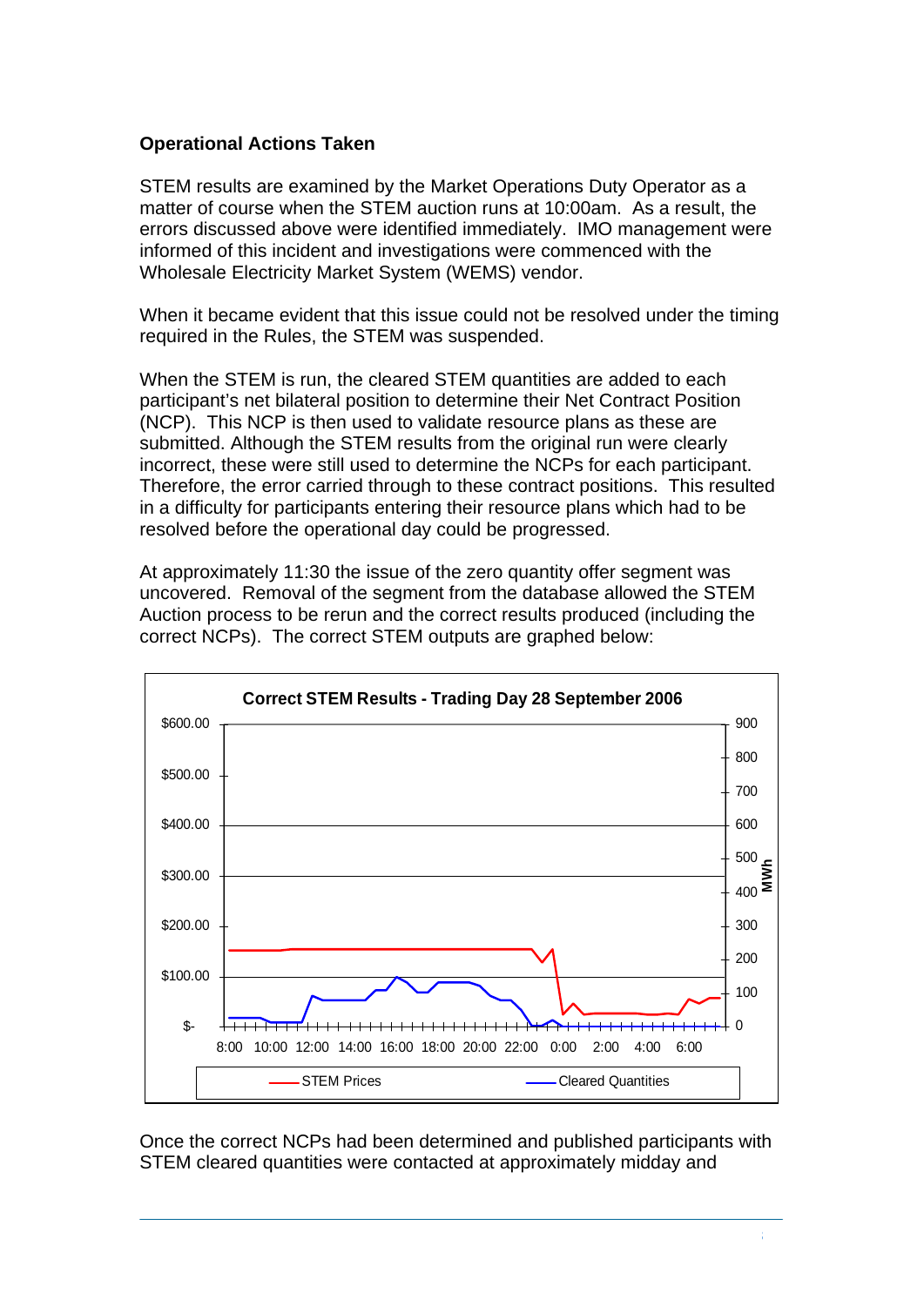**Operational Actions Taken**

STEM results are examined by the Market Operations Duty Operator as a matter of course when the STEM auction runs at 10:00am. As a result, the errors discussed above were identified immediately. IMO management were informed of this incident and investigations were commenced with the Wholesale Electricity Market System (WEMS) vendor.

When it became evident that this issue could not be resolved under the timing required in the Rules, the STEM was suspended.

When the STEM is run, the cleared STEM quantities are added to each participant's net bilateral position to determine their Net Contract Position (NCP). This NCP is then used to validate resource plans as these are submitted. Although the STEM results from the original run were clearly incorrect, these were still used to determine the NCPs for each participant. Therefore, the error carried through to these contract positions. This resulted in a difficulty for participants entering their resource plans which had to be resolved before the operational day could be progressed.

At approximately 11:30 the issue of the zero quantity offer segment was uncovered. Removal of the segment from the database allowed the STEM Auction process to be rerun and the correct results produced (including the correct NCPs). The correct STEM outputs are graphed below:

Correct STEM Results - Trading Day 28 September 2006

Once the correct NCPs had been determined and published participants with STEM cleared quantities were contacted at approximately midday and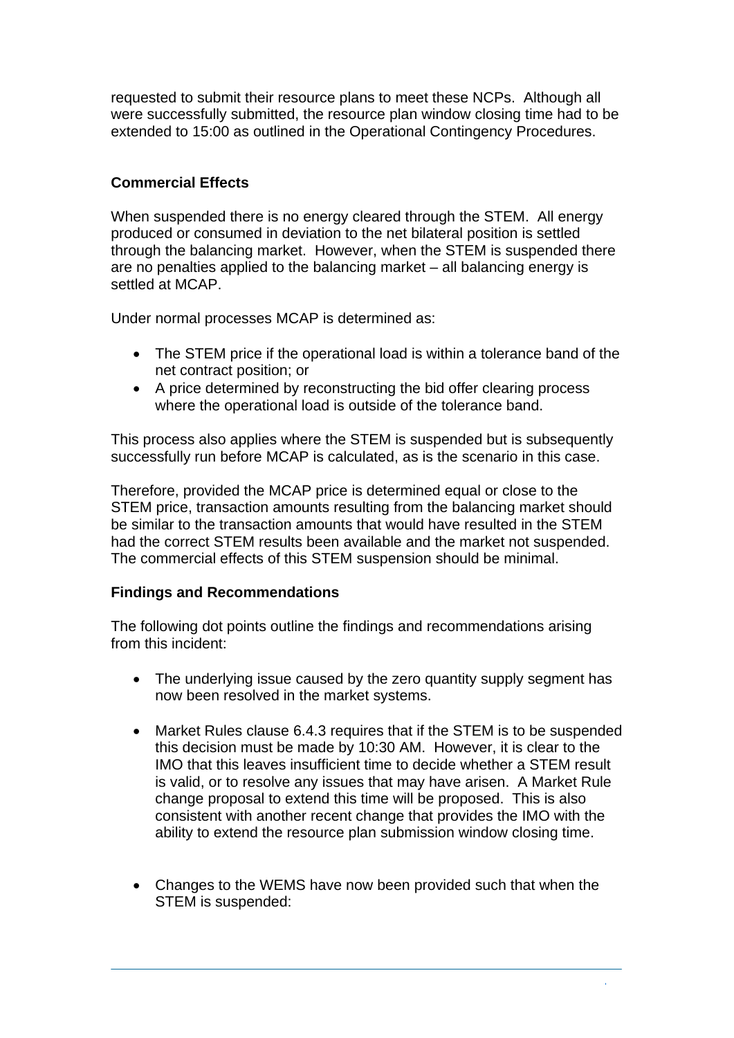requested to submit their resource plans to meet these NCPs. Although all were successfully submitted, the resource plan window closing time had to be extended to 15:00 as outlined in the Operational Contingency Procedures.

**Commercial Effects**

When suspended there is no energy cleared through the STEM. All energy produced or consumed in deviation to the net bilateral position is settled through the balancing market. However, when the STEM is suspended there are no penalties applied to the balancing market – all balancing energy is settled at MCAP.

Under normal processes MCAP is determined as:

- The STEM price if the operational load is within a tolerance band of the net contract position; or
- A price determined by reconstructing the bid offer clearing process where the operational load is outside of the tolerance band.

This process also applies where the STEM is suspended but is subsequently successfully run before MCAP is calculated, as is the scenario in this case.

Therefore, provided the MCAP price is determined equal or close to the STEM price, transaction amounts resulting from the balancing market should be similar to the transaction amounts that would have resulted in the STEM had the correct STEM results been available and the market not suspended. The commercial effects of this STEM suspension should be minimal.

**Findings and Recommendations**

The following dot points outline the findings and recommendations arising from this incident:

- The underlying issue caused by the zero quantity supply segment has now been resolved in the market systems.

- Market Rules clause 6.4.3 requires that if the STEM is to be suspended this decision must be made by 10:30 AM. However, it is clear to the IMO that this leaves insufficient time to decide whether a STEM result is valid, or to resolve any issues that may have arisen. A Market Rule change proposal to extend this time will be proposed. This is also consistent with another recent change that provides the IMO with the ability to extend the resource plan submission window closing time.

- Changes to the WEMS have now been provided such that when the STEM is suspended: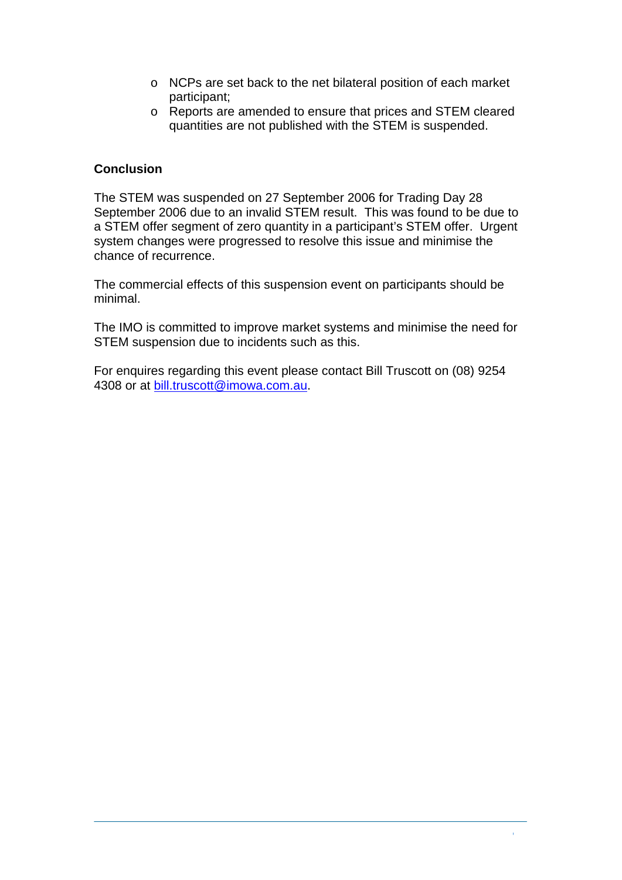- NCPs are set back to the net bilateral position of each market participant;
- Reports are amended to ensure that prices and STEM cleared quantities are not published with the STEM is suspended.

**Conclusion**

The STEM was suspended on 27 September 2006 for Trading Day 28 September 2006 due to an invalid STEM result. This was found to be due to a STEM offer segment of zero quantity in a participant's STEM offer. Urgent system changes were progressed to resolve this issue and minimise the chance of recurrence.

The commercial effects of this suspension event on participants should be minimal.

The IMO is committed to improve market systems and minimise the need for STEM suspension due to incidents such as this.

For enquires regarding this event please contact Bill Truscott on (08) 9254 4308 or at bill.truscott@imowa.com.au.